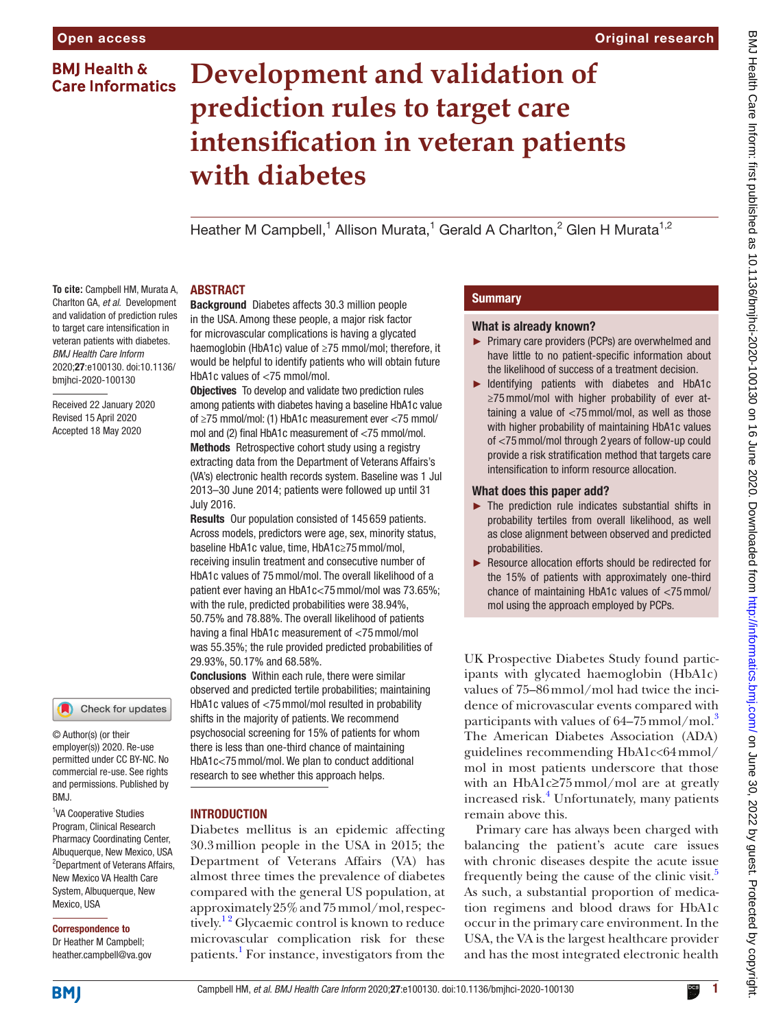Open access

Original research

BMJ Health & Care Informatics

# Development and validation of prediction rules to target care intensification in veteran patients with diabetes

Heather M Campbell,[1] Allison Murata,[1] Gerald A Charlton,[2] Glen H Murata[1,2]

**To cite:** Campbell HM, Murata A, Charlton GA, *et al*. Development and validation of prediction rules to target care intensification in veteran patients with diabetes. *BMJ Health Care Inform* 2020;**27**:e100130. doi:10.1136/bmjhci-2020-100130

Received 22 January 2020
Revised 15 April 2020
Accepted 18 May 2020

© Author(s) (or their employer(s)) 2020. Re-use permitted under CC BY-NC. No commercial re-use. See rights and permissions. Published by BMJ.

[1]VA Cooperative Studies Program, Clinical Research Pharmacy Coordinating Center, Albuquerque, New Mexico, USA
[2]Department of Veterans Affairs, New Mexico VA Health Care System, Albuquerque, New Mexico, USA

**Correspondence to**
Dr Heather M Campbell; heather.campbell@va.gov

## ABSTRACT

**Background** Diabetes affects 30.3 million people in the USA. Among these people, a major risk factor for microvascular complications is having a glycated haemoglobin (HbA1c) value of ≥75 mmol/mol; therefore, it would be helpful to identify patients who will obtain future HbA1c values of <75 mmol/mol.

**Objectives** To develop and validate two prediction rules among patients with diabetes having a baseline HbA1c value of ≥75 mmol/mol: (1) HbA1c measurement ever <75 mmol/mol and (2) final HbA1c measurement of <75 mmol/mol.

**Methods** Retrospective cohort study using a registry extracting data from the Department of Veterans Affairs's (VA's) electronic health records system. Baseline was 1 Jul 2013–30 June 2014; patients were followed up until 31 July 2016.

**Results** Our population consisted of 145 659 patients. Across models, predictors were age, sex, minority status, baseline HbA1c value, time, HbA1c≥75 mmol/mol, receiving insulin treatment and consecutive number of HbA1c values of 75 mmol/mol. The overall likelihood of a patient ever having an HbA1c<75 mmol/mol was 73.65%; with the rule, predicted probabilities were 38.94%, 50.75% and 78.88%. The overall likelihood of patients having a final HbA1c measurement of <75 mmol/mol was 55.35%; the rule provided predicted probabilities of 29.93%, 50.17% and 68.58%.

**Conclusions** Within each rule, there were similar observed and predicted tertile probabilities; maintaining HbA1c values of <75 mmol/mol resulted in probability shifts in the majority of patients. We recommend psychosocial screening for 15% of patients for whom there is less than one-third chance of maintaining HbA1c<75 mmol/mol. We plan to conduct additional research to see whether this approach helps.

## Summary

### What is already known?

- Primary care providers (PCPs) are overwhelmed and have little to no patient-specific information about the likelihood of success of a treatment decision.
- Identifying patients with diabetes and HbA1c ≥75 mmol/mol with higher probability of ever attaining a value of <75 mmol/mol, as well as those with higher probability of maintaining HbA1c values of <75 mmol/mol through 2 years of follow-up could provide a risk stratification method that targets care intensification to inform resource allocation.

### What does this paper add?

- The prediction rule indicates substantial shifts in probability tertiles from overall likelihood, as well as close alignment between observed and predicted probabilities.
- Resource allocation efforts should be redirected for the 15% of patients with approximately one-third chance of maintaining HbA1c values of <75 mmol/mol using the approach employed by PCPs.

## INTRODUCTION

Diabetes mellitus is an epidemic affecting 30.3 million people in the USA in 2015; the Department of Veterans Affairs (VA) has almost three times the prevalence of diabetes compared with the general US population, at approximately 25% and 75 mmol/mol, respectively.[1,2] Glycaemic control is known to reduce microvascular complication risk for these patients.[1] For instance, investigators from the UK Prospective Diabetes Study found participants with glycated haemoglobin (HbA1c) values of 75–86 mmol/mol had twice the incidence of microvascular events compared with participants with values of 64–75 mmol/mol.[3] The American Diabetes Association (ADA) guidelines recommending HbA1c<64 mmol/mol in most patients underscore that those with an HbA1c≥75 mmol/mol are at greatly increased risk.[4] Unfortunately, many patients remain above this.

Primary care has always been charged with balancing the patient's acute care issues with chronic diseases despite the acute issue frequently being the cause of the clinic visit.[5] As such, a substantial proportion of medication regimens and blood draws for HbA1c occur in the primary care environment. In the USA, the VA is the largest healthcare provider and has the most integrated electronic health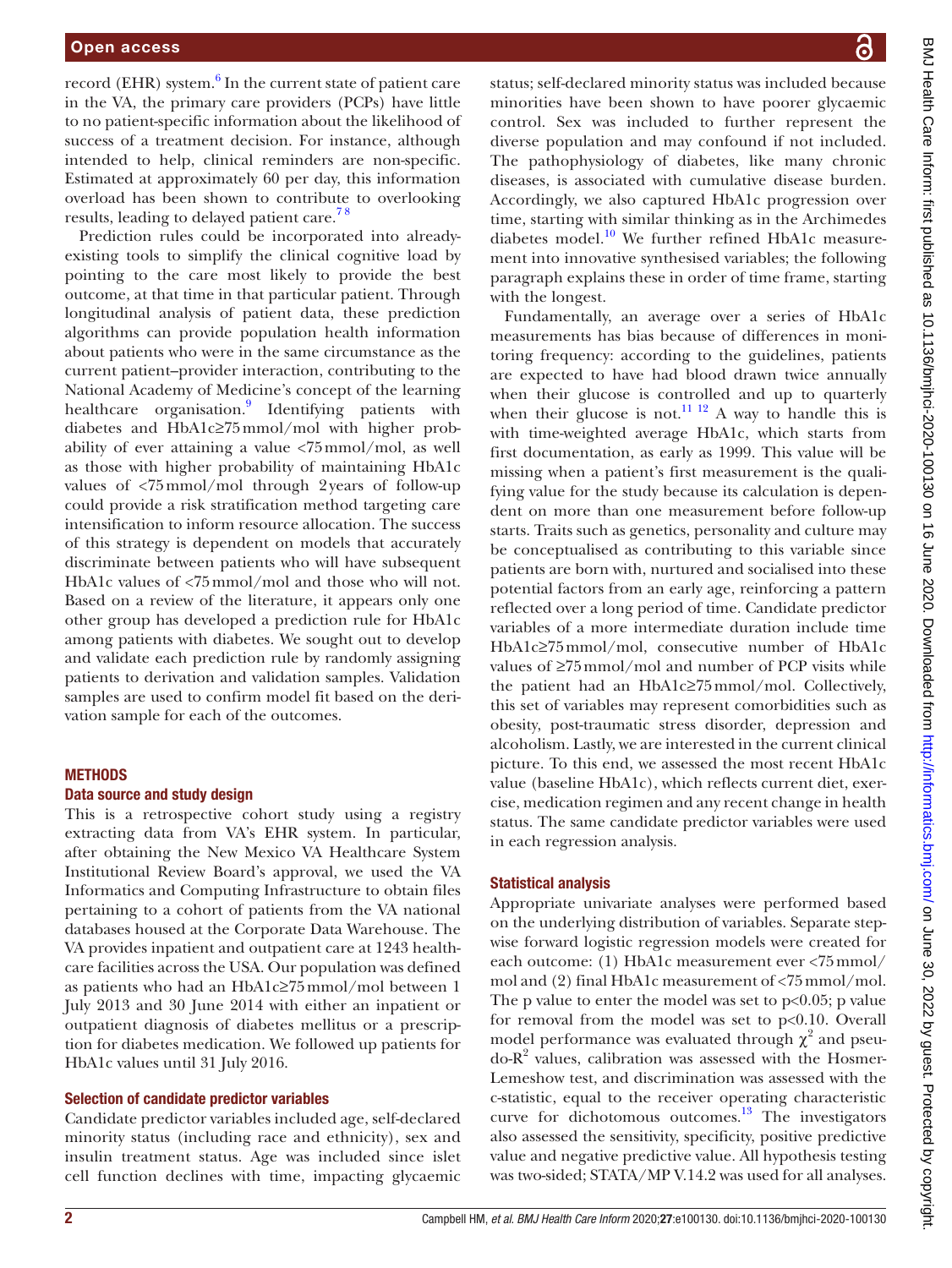record (EHR) system.[6] In the current state of patient care in the VA, the primary care providers (PCPs) have little to no patient-specific information about the likelihood of success of a treatment decision. For instance, although intended to help, clinical reminders are non-specific. Estimated at approximately 60 per day, this information overload has been shown to contribute to overlooking results, leading to delayed patient care.[7,8]

Prediction rules could be incorporated into already-existing tools to simplify the clinical cognitive load by pointing to the care most likely to provide the best outcome, at that time in that particular patient. Through longitudinal analysis of patient data, these prediction algorithms can provide population health information about patients who were in the same circumstance as the current patient–provider interaction, contributing to the National Academy of Medicine's concept of the learning healthcare organisation.[9] Identifying patients with diabetes and HbA1c≥75 mmol/mol with higher probability of ever attaining a value <75 mmol/mol, as well as those with higher probability of maintaining HbA1c values of <75 mmol/mol through 2 years of follow-up could provide a risk stratification method targeting care intensification to inform resource allocation. The success of this strategy is dependent on models that accurately discriminate between patients who will have subsequent HbA1c values of <75 mmol/mol and those who will not. Based on a review of the literature, it appears only one other group has developed a prediction rule for HbA1c among patients with diabetes. We sought out to develop and validate each prediction rule by randomly assigning patients to derivation and validation samples. Validation samples are used to confirm model fit based on the derivation sample for each of the outcomes.

## METHODS

### Data source and study design

This is a retrospective cohort study using a registry extracting data from VA's EHR system. In particular, after obtaining the New Mexico VA Healthcare System Institutional Review Board's approval, we used the VA Informatics and Computing Infrastructure to obtain files pertaining to a cohort of patients from the VA national databases housed at the Corporate Data Warehouse. The VA provides inpatient and outpatient care at 1243 healthcare facilities across the USA. Our population was defined as patients who had an HbA1c≥75 mmol/mol between 1 July 2013 and 30 June 2014 with either an inpatient or outpatient diagnosis of diabetes mellitus or a prescription for diabetes medication. We followed up patients for HbA1c values until 31 July 2016.

### Selection of candidate predictor variables

Candidate predictor variables included age, self-declared minority status (including race and ethnicity), sex and insulin treatment status. Age was included since islet cell function declines with time, impacting glycaemic status; self-declared minority status was included because minorities have been shown to have poorer glycaemic control. Sex was included to further represent the diverse population and may confound if not included. The pathophysiology of diabetes, like many chronic diseases, is associated with cumulative disease burden. Accordingly, we also captured HbA1c progression over time, starting with similar thinking as in the Archimedes diabetes model.[10] We further refined HbA1c measurement into innovative synthesised variables; the following paragraph explains these in order of time frame, starting with the longest.

Fundamentally, an average over a series of HbA1c measurements has bias because of differences in monitoring frequency: according to the guidelines, patients are expected to have had blood drawn twice annually when their glucose is controlled and up to quarterly when their glucose is not.[11,12] A way to handle this is with time-weighted average HbA1c, which starts from first documentation, as early as 1999. This value will be missing when a patient's first measurement is the qualifying value for the study because its calculation is dependent on more than one measurement before follow-up starts. Traits such as genetics, personality and culture may be conceptualised as contributing to this variable since patients are born with, nurtured and socialised into these potential factors from an early age, reinforcing a pattern reflected over a long period of time. Candidate predictor variables of a more intermediate duration include time HbA1c≥75 mmol/mol, consecutive number of HbA1c values of ≥75 mmol/mol and number of PCP visits while the patient had an HbA1c≥75 mmol/mol. Collectively, this set of variables may represent comorbidities such as obesity, post-traumatic stress disorder, depression and alcoholism. Lastly, we are interested in the current clinical picture. To this end, we assessed the most recent HbA1c value (baseline HbA1c), which reflects current diet, exercise, medication regimen and any recent change in health status. The same candidate predictor variables were used in each regression analysis.

### Statistical analysis

Appropriate univariate analyses were performed based on the underlying distribution of variables. Separate stepwise forward logistic regression models were created for each outcome: (1) HbA1c measurement ever <75 mmol/mol and (2) final HbA1c measurement of <75 mmol/mol. The p value to enter the model was set to $p<0.05$; p value for removal from the model was set to $p<0.10$. Overall model performance was evaluated through $\chi^2$ and pseudo-$R^2$ values, calibration was assessed with the Hosmer-Lemeshow test, and discrimination was assessed with the c-statistic, equal to the receiver operating characteristic curve for dichotomous outcomes.[13] The investigators also assessed the sensitivity, specificity, positive predictive value and negative predictive value. All hypothesis testing was two-sided; STATA/MP V.14.2 was used for all analyses.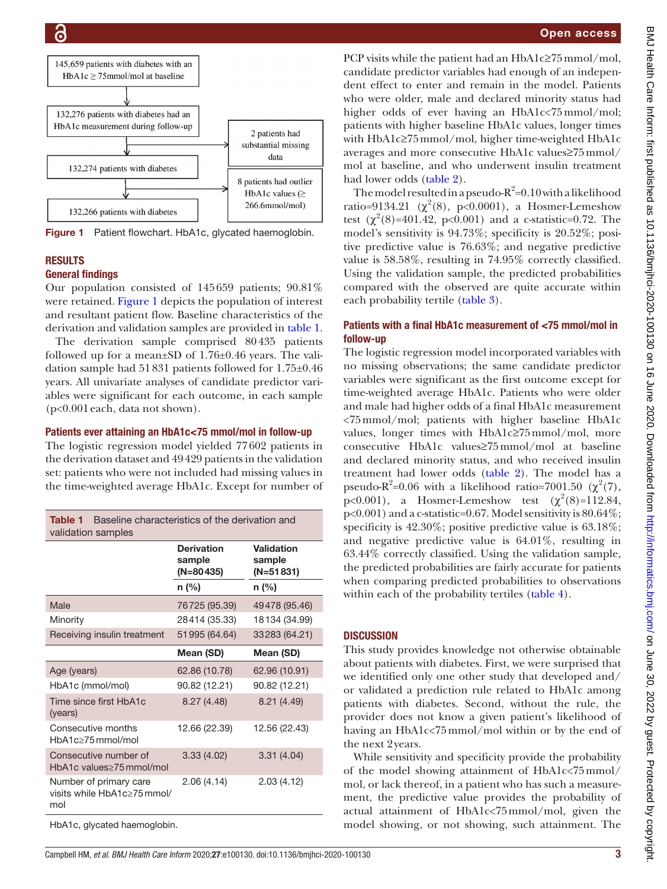145,659 patients with diabetes with an HbA1c ≥ 75mmol/mol at baseline

132,276 patients with diabetes had an HbA1c measurement during follow-up

2 patients had substantial missing data

132,274 patients with diabetes

8 patients had outlier HbA1c values (≥ 266.6mmol/mol)

132,266 patients with diabetes

Figure 1 Patient flowchart. HbA1c, glycated haemoglobin.

## RESULTS

### General findings

Our population consisted of 145 659 patients; 90.81% were retained. Figure 1 depicts the population of interest and resultant patient flow. Baseline characteristics of the derivation and validation samples are provided in table 1.

The derivation sample comprised 80 435 patients followed up for a mean±SD of 1.76±0.46 years. The validation sample had 51 831 patients followed for 1.75±0.46 years. All univariate analyses of candidate predictor variables were significant for each outcome, in each sample ($p<0.001$ each, data not shown).

### Patients ever attaining an HbA1c<75 mmol/mol in follow-up

The logistic regression model yielded 77 602 patients in the derivation dataset and 49 429 patients in the validation set: patients who were not included had missing values in the time-weighted average HbA1c. Except for number of PCP visits while the patient had an HbA1c≥75 mmol/mol, candidate predictor variables had enough of an independent effect to enter and remain in the model. Patients who were older, male and declared minority status had higher odds of ever having an HbA1c<75 mmol/mol; patients with higher baseline HbA1c values, longer times with HbA1c≥75 mmol/mol, higher time-weighted HbA1c averages and more consecutive HbA1c values≥75 mmol/mol at baseline, and who underwent insulin treatment had lower odds (table 2).

The model resulted in a pseudo-$R^2$=0.10 with a likelihood ratio=9134.21 ($\chi^2(8)$, $p<0.0001$), a Hosmer-Lemeshow test ($\chi^2(8)$=401.42, $p<0.001$) and a c-statistic=0.72. The model's sensitivity is 94.73%; specificity is 20.52%; positive predictive value is 76.63%; and negative predictive value is 58.58%, resulting in 74.95% correctly classified. Using the validation sample, the predicted probabilities compared with the observed are quite accurate within each probability tertile (table 3).

### Patients with a final HbA1c measurement of <75 mmol/mol in follow-up

The logistic regression model incorporated variables with no missing observations; the same candidate predictor variables were significant as the first outcome except for time-weighted average HbA1c. Patients who were older and male had higher odds of a final HbA1c measurement <75 mmol/mol; patients with higher baseline HbA1c values, longer times with HbA1c≥75 mmol/mol, more consecutive HbA1c values≥75 mmol/mol at baseline and declared minority status, and who received insulin treatment had lower odds (table 2). The model has a pseudo-$R^2$=0.06 with a likelihood ratio=7001.50 ($\chi^2(7)$, $p<0.001$), a Hosmer-Lemeshow test ($\chi^2(8)$=112.84, $p<0.001$) and a c-statistic=0.67. Model sensitivity is 80.64%; specificity is 42.30%; positive predictive value is 63.18%; and negative predictive value is 64.01%, resulting in 63.44% correctly classified. Using the validation sample, the predicted probabilities are fairly accurate for patients when comparing predicted probabilities to observations within each of the probability tertiles (table 4).

**Table 1** Baseline characteristics of the derivation and validation samples

| | Derivation sample (N=80 435) | Validation sample (N=51 831) |
|---|---|---|
| | n (%) | n (%) |
| Male | 76 725 (95.39) | 49 478 (95.46) |
| Minority | 28 414 (35.33) | 18 134 (34.99) |
| Receiving insulin treatment | 51 995 (64.64) | 33 283 (64.21) |
| | Mean (SD) | Mean (SD) |
| Age (years) | 62.86 (10.78) | 62.96 (10.91) |
| HbA1c (mmol/mol) | 90.82 (12.21) | 90.82 (12.21) |
| Time since first HbA1c (years) | 8.27 (4.48) | 8.21 (4.49) |
| Consecutive months HbA1c≥75 mmol/mol | 12.66 (22.39) | 12.56 (22.43) |
| Consecutive number of HbA1c values≥75 mmol/mol | 3.33 (4.02) | 3.31 (4.04) |
| Number of primary care visits while HbA1c≥75 mmol/mol | 2.06 (4.14) | 2.03 (4.12) |

HbA1c, glycated haemoglobin.

## DISCUSSION

This study provides knowledge not otherwise obtainable about patients with diabetes. First, we were surprised that we identified only one other study that developed and/or validated a prediction rule related to HbA1c among patients with diabetes. Second, without the rule, the provider does not know a given patient's likelihood of having an HbA1c<75 mmol/mol within or by the end of the next 2 years.

While sensitivity and specificity provide the probability of the model showing attainment of HbA1c<75 mmol/mol, or lack thereof, in a patient who has such a measurement, the predictive value provides the probability of actual attainment of HbA1c<75 mmol/mol, given the model showing, or not showing, such attainment. The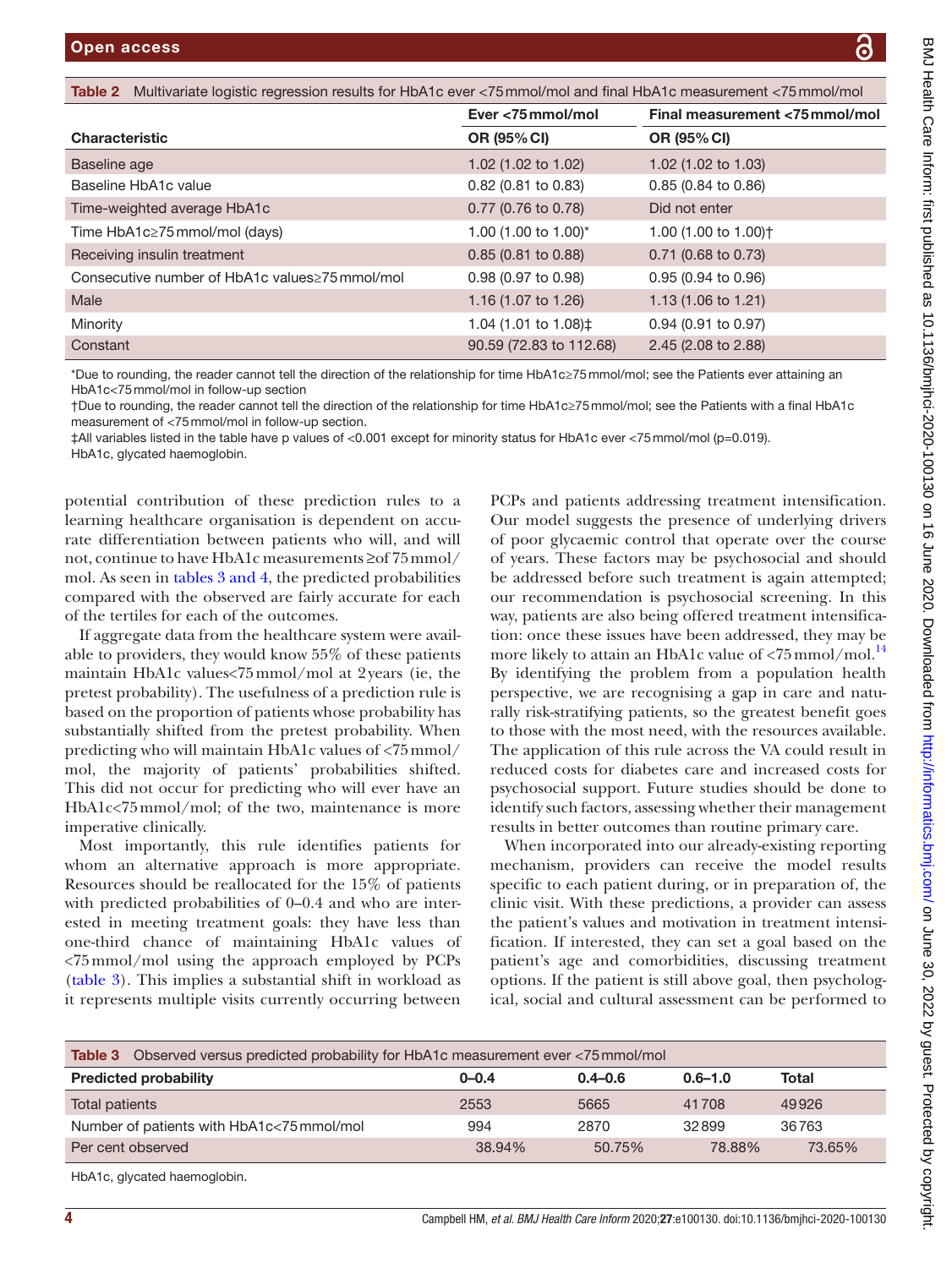**Table 2** Multivariate logistic regression results for HbA1c ever <75 mmol/mol and final HbA1c measurement <75 mmol/mol

| Characteristic | Ever <75 mmol/mol OR (95% CI) | Final measurement <75 mmol/mol OR (95% CI) |
|---|---|---|
| Baseline age | 1.02 (1.02 to 1.02) | 1.02 (1.02 to 1.03) |
| Baseline HbA1c value | 0.82 (0.81 to 0.83) | 0.85 (0.84 to 0.86) |
| Time-weighted average HbA1c | 0.77 (0.76 to 0.78) | Did not enter |
| Time HbA1c≥75 mmol/mol (days) | 1.00 (1.00 to 1.00)* | 1.00 (1.00 to 1.00)† |
| Receiving insulin treatment | 0.85 (0.81 to 0.88) | 0.71 (0.68 to 0.73) |
| Consecutive number of HbA1c values≥75 mmol/mol | 0.98 (0.97 to 0.98) | 0.95 (0.94 to 0.96) |
| Male | 1.16 (1.07 to 1.26) | 1.13 (1.06 to 1.21) |
| Minority | 1.04 (1.01 to 1.08)‡ | 0.94 (0.91 to 0.97) |
| Constant | 90.59 (72.83 to 112.68) | 2.45 (2.08 to 2.88) |

*Due to rounding, the reader cannot tell the direction of the relationship for time HbA1c≥75 mmol/mol; see the Patients ever attaining an HbA1c<75 mmol/mol in follow-up section

†Due to rounding, the reader cannot tell the direction of the relationship for time HbA1c≥75 mmol/mol; see the Patients with a final HbA1c measurement of <75 mmol/mol in follow-up section.

‡All variables listed in the table have p values of <0.001 except for minority status for HbA1c ever <75 mmol/mol (p=0.019).

HbA1c, glycated haemoglobin.

potential contribution of these prediction rules to a learning healthcare organisation is dependent on accurate differentiation between patients who will, and will not, continue to have HbA1c measurements ≥of 75 mmol/mol. As seen in tables 3 and 4, the predicted probabilities compared with the observed are fairly accurate for each of the tertiles for each of the outcomes.

If aggregate data from the healthcare system were available to providers, they would know 55% of these patients maintain HbA1c values<75 mmol/mol at 2 years (ie, the pretest probability). The usefulness of a prediction rule is based on the proportion of patients whose probability has substantially shifted from the pretest probability. When predicting who will maintain HbA1c values of <75 mmol/mol, the majority of patients' probabilities shifted. This did not occur for predicting who will ever have an HbA1c<75 mmol/mol; of the two, maintenance is more imperative clinically.

Most importantly, this rule identifies patients for whom an alternative approach is more appropriate. Resources should be reallocated for the 15% of patients with predicted probabilities of 0–0.4 and who are interested in meeting treatment goals: they have less than one-third chance of maintaining HbA1c values of <75 mmol/mol using the approach employed by PCPs (table 3). This implies a substantial shift in workload as it represents multiple visits currently occurring between PCPs and patients addressing treatment intensification. Our model suggests the presence of underlying drivers of poor glycaemic control that operate over the course of years. These factors may be psychosocial and should be addressed before such treatment is again attempted; our recommendation is psychosocial screening. In this way, patients are also being offered treatment intensification: once these issues have been addressed, they may be more likely to attain an HbA1c value of <75 mmol/mol.[14] By identifying the problem from a population health perspective, we are recognising a gap in care and naturally risk-stratifying patients, so the greatest benefit goes to those with the most need, with the resources available. The application of this rule across the VA could result in reduced costs for diabetes care and increased costs for psychosocial support. Future studies should be done to identify such factors, assessing whether their management results in better outcomes than routine primary care.

When incorporated into our already-existing reporting mechanism, providers can receive the model results specific to each patient during, or in preparation of, the clinic visit. With these predictions, a provider can assess the patient's values and motivation in treatment intensification. If interested, they can set a goal based on the patient's age and comorbidities, discussing treatment options. If the patient is still above goal, then psychological, social and cultural assessment can be performed to

**Table 3** Observed versus predicted probability for HbA1c measurement ever <75 mmol/mol

| Predicted probability | 0–0.4 | 0.4–0.6 | 0.6–1.0 | Total |
|---|---|---|---|---|
| Total patients | 2553 | 5665 | 41708 | 49926 |
| Number of patients with HbA1c<75 mmol/mol | 994 | 2870 | 32899 | 36763 |
| Per cent observed | 38.94% | 50.75% | 78.88% | 73.65% |

HbA1c, glycated haemoglobin.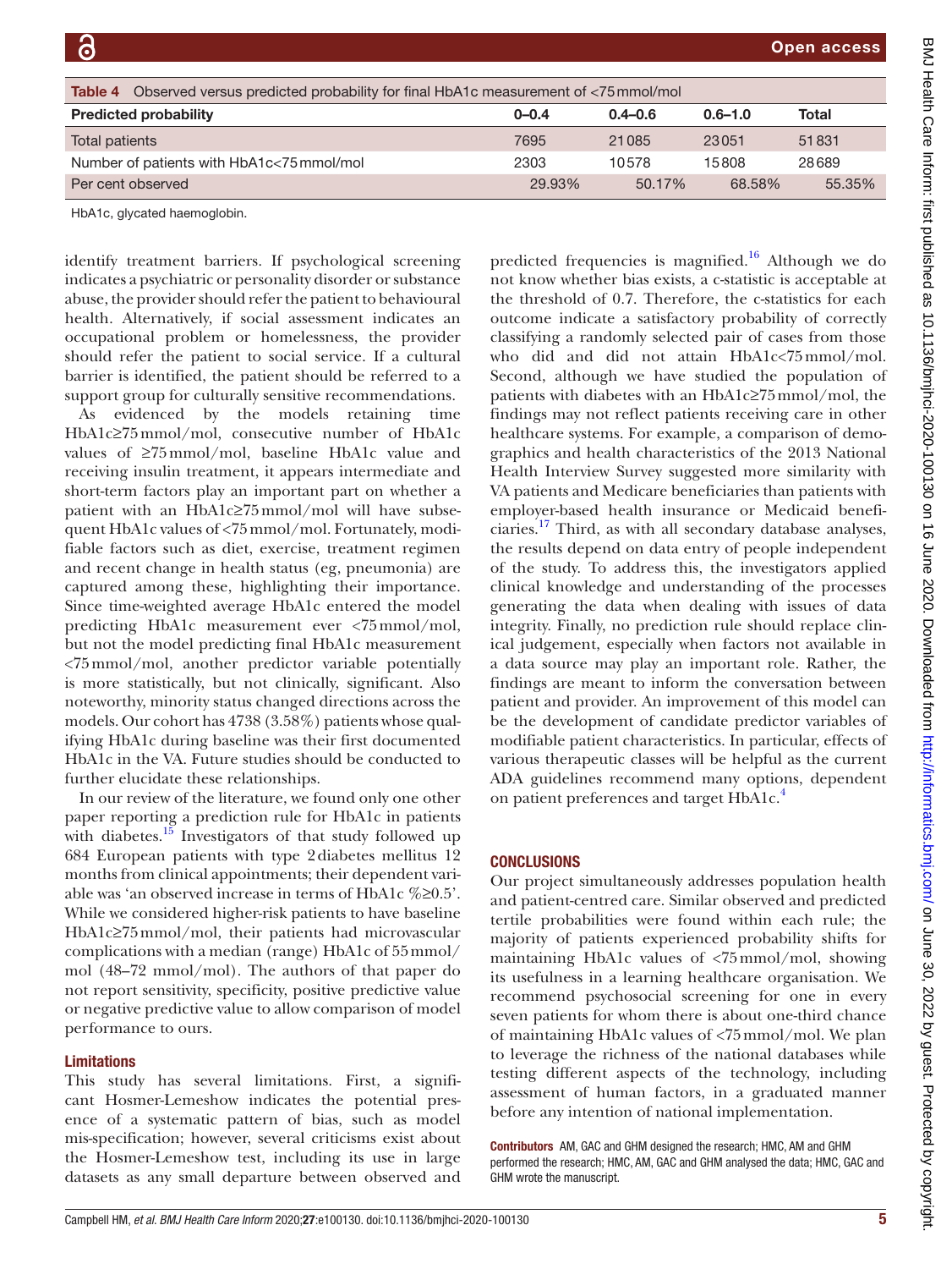Table 4 Observed versus predicted probability for final HbA1c measurement of <75 mmol/mol

| Predicted probability | 0–0.4 | 0.4–0.6 | 0.6–1.0 | Total |
|---|---|---|---|---|
| Total patients | 7695 | 21 085 | 23 051 | 51 831 |
| Number of patients with HbA1c<75 mmol/mol | 2303 | 10 578 | 15 808 | 28 689 |
| Per cent observed | 29.93% | 50.17% | 68.58% | 55.35% |

HbA1c, glycated haemoglobin.

identify treatment barriers. If psychological screening indicates a psychiatric or personality disorder or substance abuse, the provider should refer the patient to behavioural health. Alternatively, if social assessment indicates an occupational problem or homelessness, the provider should refer the patient to social service. If a cultural barrier is identified, the patient should be referred to a support group for culturally sensitive recommendations.

As evidenced by the models retaining time HbA1c≥75 mmol/mol, consecutive number of HbA1c values of ≥75 mmol/mol, baseline HbA1c value and receiving insulin treatment, it appears intermediate and short-term factors play an important part on whether a patient with an HbA1c≥75 mmol/mol will have subsequent HbA1c values of <75 mmol/mol. Fortunately, modifiable factors such as diet, exercise, treatment regimen and recent change in health status (eg, pneumonia) are captured among these, highlighting their importance. Since time-weighted average HbA1c entered the model predicting HbA1c measurement ever <75 mmol/mol, but not the model predicting final HbA1c measurement <75 mmol/mol, another predictor variable potentially is more statistically, but not clinically, significant. Also noteworthy, minority status changed directions across the models. Our cohort has 4738 (3.58%) patients whose qualifying HbA1c during baseline was their first documented HbA1c in the VA. Future studies should be conducted to further elucidate these relationships.

In our review of the literature, we found only one other paper reporting a prediction rule for HbA1c in patients with diabetes.[15] Investigators of that study followed up 684 European patients with type 2 diabetes mellitus 12 months from clinical appointments; their dependent variable was 'an observed increase in terms of HbA1c %≥0.5'. While we considered higher-risk patients to have baseline HbA1c≥75 mmol/mol, their patients had microvascular complications with a median (range) HbA1c of 55 mmol/mol (48–72 mmol/mol). The authors of that paper do not report sensitivity, specificity, positive predictive value or negative predictive value to allow comparison of model performance to ours.

### Limitations

This study has several limitations. First, a significant Hosmer-Lemeshow indicates the potential presence of a systematic pattern of bias, such as model mis-specification; however, several criticisms exist about the Hosmer-Lemeshow test, including its use in large datasets as any small departure between observed and predicted frequencies is magnified.[16] Although we do not know whether bias exists, a c-statistic is acceptable at the threshold of 0.7. Therefore, the c-statistics for each outcome indicate a satisfactory probability of correctly classifying a randomly selected pair of cases from those who did and did not attain HbA1c<75 mmol/mol. Second, although we have studied the population of patients with diabetes with an HbA1c≥75 mmol/mol, the findings may not reflect patients receiving care in other healthcare systems. For example, a comparison of demographics and health characteristics of the 2013 National Health Interview Survey suggested more similarity with VA patients and Medicare beneficiaries than patients with employer-based health insurance or Medicaid beneficiaries.[17] Third, as with all secondary database analyses, the results depend on data entry of people independent of the study. To address this, the investigators applied clinical knowledge and understanding of the processes generating the data when dealing with issues of data integrity. Finally, no prediction rule should replace clinical judgement, especially when factors not available in a data source may play an important role. Rather, the findings are meant to inform the conversation between patient and provider. An improvement of this model can be the development of candidate predictor variables of modifiable patient characteristics. In particular, effects of various therapeutic classes will be helpful as the current ADA guidelines recommend many options, dependent on patient preferences and target HbA1c.[4]

## CONCLUSIONS

Our project simultaneously addresses population health and patient-centred care. Similar observed and predicted tertile probabilities were found within each rule; the majority of patients experienced probability shifts for maintaining HbA1c values of <75 mmol/mol, showing its usefulness in a learning healthcare organisation. We recommend psychosocial screening for one in every seven patients for whom there is about one-third chance of maintaining HbA1c values of <75 mmol/mol. We plan to leverage the richness of the national databases while testing different aspects of the technology, including assessment of human factors, in a graduated manner before any intention of national implementation.

**Contributors** AM, GAC and GHM designed the research; HMC, AM and GHM performed the research; HMC, AM, GAC and GHM analysed the data; HMC, GAC and GHM wrote the manuscript.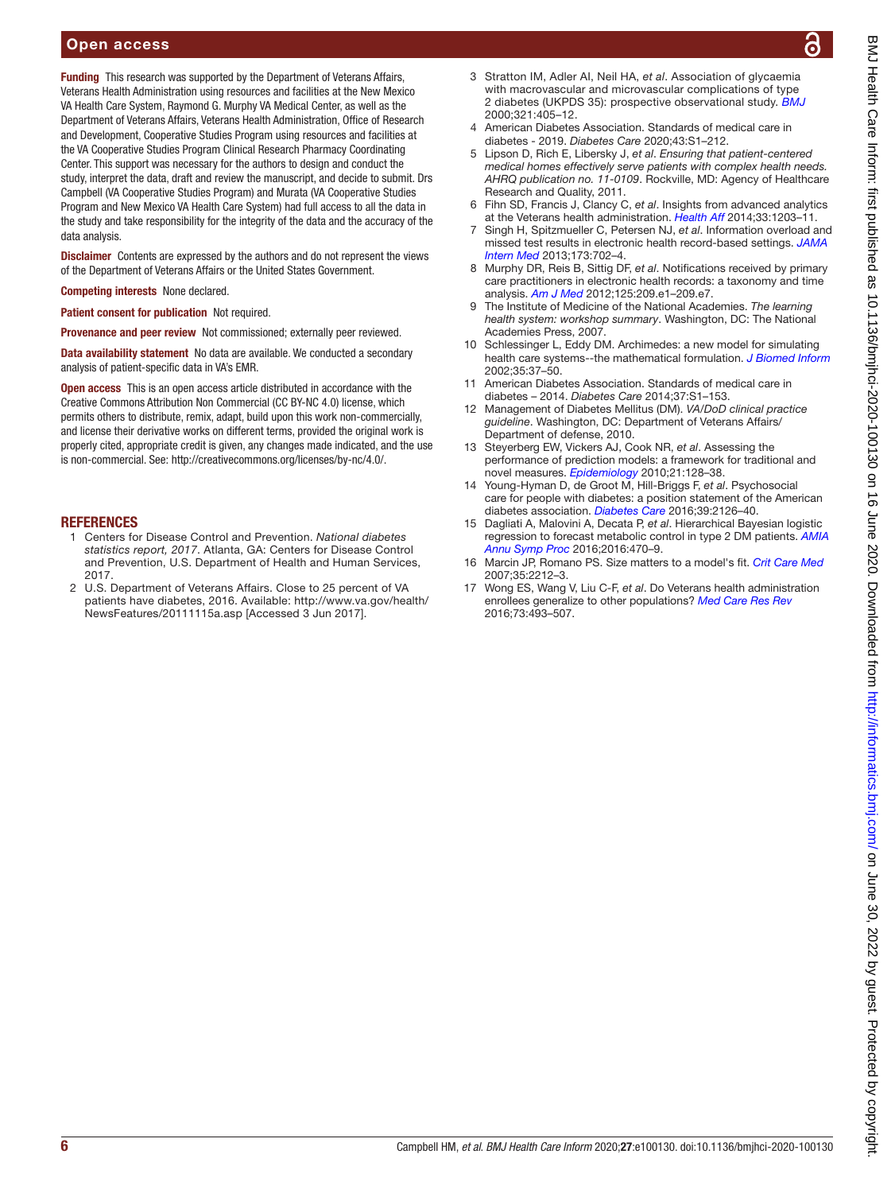**Funding** This research was supported by the Department of Veterans Affairs, Veterans Health Administration using resources and facilities at the New Mexico VA Health Care System, Raymond G. Murphy VA Medical Center, as well as the Department of Veterans Affairs, Veterans Health Administration, Office of Research and Development, Cooperative Studies Program using resources and facilities at the VA Cooperative Studies Program Clinical Research Pharmacy Coordinating Center. This support was necessary for the authors to design and conduct the study, interpret the data, draft and review the manuscript, and decide to submit. Drs Campbell (VA Cooperative Studies Program) and Murata (VA Cooperative Studies Program and New Mexico VA Health Care System) had full access to all the data in the study and take responsibility for the integrity of the data and the accuracy of the data analysis.

**Disclaimer** Contents are expressed by the authors and do not represent the views of the Department of Veterans Affairs or the United States Government.

**Competing interests** None declared.

**Patient consent for publication** Not required.

**Provenance and peer review** Not commissioned; externally peer reviewed.

**Data availability statement** No data are available. We conducted a secondary analysis of patient-specific data in VA's EMR.

**Open access** This is an open access article distributed in accordance with the Creative Commons Attribution Non Commercial (CC BY-NC 4.0) license, which permits others to distribute, remix, adapt, build upon this work non-commercially, and license their derivative works on different terms, provided the original work is properly cited, appropriate credit is given, any changes made indicated, and the use is non-commercial. See: http://creativecommons.org/licenses/by-nc/4.0/.

## REFERENCES

1. Centers for Disease Control and Prevention. *National diabetes statistics report, 2017*. Atlanta, GA: Centers for Disease Control and Prevention, U.S. Department of Health and Human Services, 2017.
2. U.S. Department of Veterans Affairs. Close to 25 percent of VA patients have diabetes, 2016. Available: http://www.va.gov/health/NewsFeatures/20111115a.asp [Accessed 3 Jun 2017].
3. Stratton IM, Adler AI, Neil HA, *et al*. Association of glycaemia with macrovascular and microvascular complications of type 2 diabetes (UKPDS 35): prospective observational study. *BMJ* 2000;321:405–12.
4. American Diabetes Association. Standards of medical care in diabetes - 2019. *Diabetes Care* 2020;43:S1–212.
5. Lipson D, Rich E, Libersky J, *et al*. *Ensuring that patient-centered medical homes effectively serve patients with complex health needs. AHRQ publication no. 11-0109*. Rockville, MD: Agency of Healthcare Research and Quality, 2011.
6. Fihn SD, Francis J, Clancy C, *et al*. Insights from advanced analytics at the Veterans health administration. *Health Aff* 2014;33:1203–11.
7. Singh H, Spitzmueller C, Petersen NJ, *et al*. Information overload and missed test results in electronic health record-based settings. *JAMA Intern Med* 2013;173:702–4.
8. Murphy DR, Reis B, Sittig DF, *et al*. Notifications received by primary care practitioners in electronic health records: a taxonomy and time analysis. *Am J Med* 2012;125:209.e1–209.e7.
9. The Institute of Medicine of the National Academies. *The learning health system: workshop summary*. Washington, DC: The National Academies Press, 2007.
10. Schlessinger L, Eddy DM. Archimedes: a new model for simulating health care systems--the mathematical formulation. *J Biomed Inform* 2002;35:37–50.
11. American Diabetes Association. Standards of medical care in diabetes – 2014. *Diabetes Care* 2014;37:S1–153.
12. Management of Diabetes Mellitus (DM). *VA/DoD clinical practice guideline*. Washington, DC: Department of Veterans Affairs/Department of defense, 2010.
13. Steyerberg EW, Vickers AJ, Cook NR, *et al*. Assessing the performance of prediction models: a framework for traditional and novel measures. *Epidemiology* 2010;21:128–38.
14. Young-Hyman D, de Groot M, Hill-Briggs F, *et al*. Psychosocial care for people with diabetes: a position statement of the American diabetes association. *Diabetes Care* 2016;39:2126–40.
15. Dagliati A, Malovini A, Decata P, *et al*. Hierarchical Bayesian logistic regression to forecast metabolic control in type 2 DM patients. *AMIA Annu Symp Proc* 2016;2016:470–9.
16. Marcin JP, Romano PS. Size matters to a model's fit. *Crit Care Med* 2007;35:2212–3.
17. Wong ES, Wang V, Liu C-F, *et al*. Do Veterans health administration enrollees generalize to other populations? *Med Care Res Rev* 2016;73:493–507.